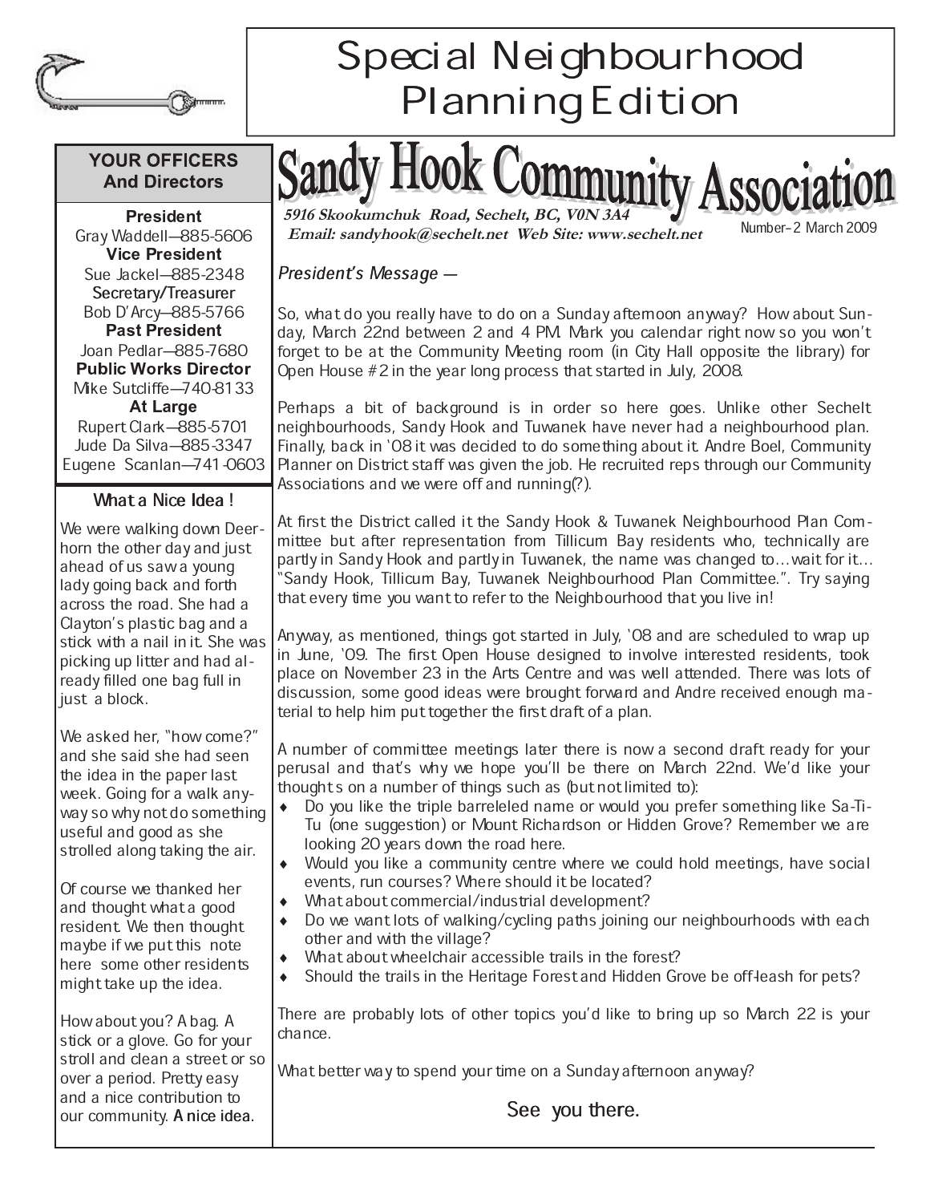# Special Neighbourhood Planning Edition

# Sandy Hook Community Association

**5916 Skookumchuk Road, Sechelt, BC, V0N 3A4**
**Email: sandyhook@sechelt.net Web Site: www.sechelt.net**

Number–2 March 2009

## YOUR OFFICERS And Directors

**President**
Gray Waddell—885-5606

**Vice President**
Sue Jackel—885-2348

**Secretary/Treasurer**
Bob D'Arcy—885-5766

**Past President**
Joan Pedlar—885-7680

**Public Works Director**
Mike Sutcliffe—740-8133

**At Large**
Rupert Clark—885-5701
Jude Da Silva—885-3347
Eugene Scanlan—741-0603

## What a Nice Idea !

We were walking down Deerhorn the other day and just ahead of us saw a young lady going back and forth across the road. She had a Clayton's plastic bag and a stick with a nail in it. She was picking up litter and had already filled one bag full in just a block.

We asked her, "how come?" and she said she had seen the idea in the paper last week. Going for a walk anyway so why not do something useful and good as she strolled along taking the air.

Of course we thanked her and thought what a good resident. We then thought maybe if we put this note here some other residents might take up the idea.

How about you? A bag. A stick or a glove. Go for your stroll and clean a street or so over a period. Pretty easy and a nice contribution to our community. **A nice idea.**

## *President's Message —*

So, what do you really have to do on a Sunday afternoon anyway? How about Sunday, March 22nd between 2 and 4 PM. Mark you calendar right now so you won't forget to be at the Community Meeting room (in City Hall opposite the library) for Open House #2 in the year long process that started in July, 2008.

Perhaps a bit of background is in order so here goes. Unlike other Sechelt neighbourhoods, Sandy Hook and Tuwanek have never had a neighbourhood plan. Finally, back in '08 it was decided to do something about it. Andre Boel, Community Planner on District staff was given the job. He recruited reps through our Community Associations and we were off and running(?).

At first the District called it the Sandy Hook & Tuwanek Neighbourhood Plan Committee but after representation from Tillicum Bay residents who, technically are partly in Sandy Hook and partly in Tuwanek, the name was changed to…wait for it… "Sandy Hook, Tillicum Bay, Tuwanek Neighbourhood Plan Committee.". Try saying that every time you want to refer to the Neighbourhood that you live in!

Anyway, as mentioned, things got started in July, '08 and are scheduled to wrap up in June, '09. The first Open House designed to involve interested residents, took place on November 23 in the Arts Centre and was well attended. There was lots of discussion, some good ideas were brought forward and Andre received enough material to help him put together the first draft of a plan.

A number of committee meetings later there is now a second draft ready for your perusal and that's why we hope you'll be there on March 22nd. We'd like your thoughts on a number of things such as (but not limited to):

- Do you like the triple barreleled name or would you prefer something like Sa-Ti-Tu (one suggestion) or Mount Richardson or Hidden Grove? Remember we are looking 20 years down the road here.
- Would you like a community centre where we could hold meetings, have social events, run courses? Where should it be located?
- What about commercial/industrial development?
- Do we want lots of walking/cycling paths joining our neighbourhoods with each other and with the village?
- What about wheelchair accessible trails in the forest?
- Should the trails in the Heritage Forest and Hidden Grove be off-leash for pets?

There are probably lots of other topics you'd like to bring up so March 22 is your chance.

What better way to spend your time on a Sunday afternoon anyway?

See you there.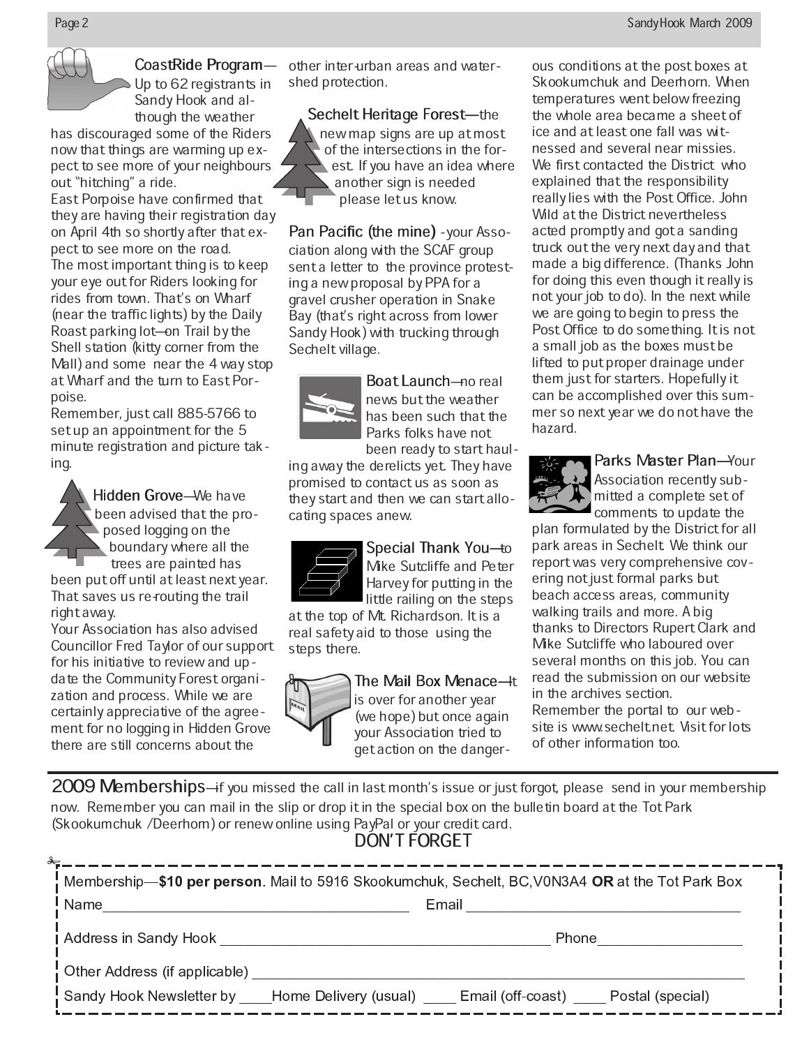**CoastRide Program**—Up to 62 registrants in Sandy Hook and although the weather has discouraged some of the Riders now that things are warming up expect to see more of your neighbours out "hitching" a ride.

East Porpoise have confirmed that they are having their registration day on April 4th so shortly after that expect to see more on the road.

The most important thing is to keep your eye out for Riders looking for rides from town. That's on Wharf (near the traffic lights) by the Daily Roast parking lot—on Trail by the Shell station (kitty corner from the Mall) and some near the 4 way stop at Wharf and the turn to East Porpoise.

Remember, just call 885-5766 to set up an appointment for the 5 minute registration and picture taking.

**Hidden Grove**—We have been advised that the proposed logging on the boundary where all the trees are painted has been put off until at least next year. That saves us re-routing the trail right away.

Your Association has also advised Councillor Fred Taylor of our support for his initiative to review and update the Community Forest organization and process. While we are certainly appreciative of the agreement for no logging in Hidden Grove there are still concerns about the other inter-urban areas and watershed protection.

**Sechelt Heritage Forest**—the new map signs are up at most of the intersections in the forest. If you have an idea where another sign is needed please let us know.

**Pan Pacific (the mine)** - your Association along with the SCAF group sent a letter to the province protesting a new proposal by PPA for a gravel crusher operation in Snake Bay (that's right across from lower Sandy Hook) with trucking through Sechelt village.

**Boat Launch**—no real news but the weather has been such that the Parks folks have not been ready to start hauling away the derelicts yet. They have promised to contact us as soon as they start and then we can start allocating spaces anew.

**Special Thank You**—to Mike Sutcliffe and Peter Harvey for putting in the little railing on the steps at the top of Mt. Richardson. It is a real safety aid to those using the steps there.

**The Mail Box Menace**—It is over for another year (we hope) but once again your Association tried to get action on the dangerous conditions at the post boxes at Skookumchuk and Deerhorn. When temperatures went below freezing the whole area became a sheet of ice and at least one fall was witnessed and several near missies. We first contacted the District who explained that the responsibility really lies with the Post Office. John Wild at the District nevertheless acted promptly and got a sanding truck out the very next day and that made a big difference. (Thanks John for doing this even though it really is not your job to do). In the next while we are going to begin to press the Post Office to do something. It is not a small job as the boxes must be lifted to put proper drainage under them just for starters. Hopefully it can be accomplished over this summer so next year we do not have the hazard.

**Parks Master Plan**—Your Association recently submitted a complete set of comments to update the plan formulated by the District for all park areas in Sechelt. We think our report was very comprehensive covering not just formal parks but beach access areas, community walking trails and more. A big thanks to Directors Rupert Clark and Mike Sutcliffe who laboured over several months on this job. You can read the submission on our website in the archives section.

Remember the portal to our website is www.sechelt.net. Visit for lots of other information too.

---

**2009 Memberships**—if you missed the call in last month's issue or just forgot, please send in your membership now. Remember you can mail in the slip or drop it in the special box on the bulletin board at the Tot Park (Skookumchuk /Deerhorn) or renew online using PayPal or your credit card.

DON'T FORGET

Membership—**$10 per person.** Mail to 5916 Skookumchuk, Sechelt, BC,V0N3A4 **OR** at the Tot Park Box

Name\_\_\_\_\_\_\_\_\_\_\_\_\_\_\_\_\_\_\_\_\_\_\_\_\_\_\_\_\_\_ Email \_\_\_\_\_\_\_\_\_\_\_\_\_\_\_\_\_\_\_\_\_\_\_\_\_\_\_\_

Address in Sandy Hook \_\_\_\_\_\_\_\_\_\_\_\_\_\_\_\_\_\_\_\_\_\_\_\_\_\_\_\_\_\_\_\_ Phone\_\_\_\_\_\_\_\_\_\_\_\_\_\_\_

Other Address (if applicable) \_\_\_\_\_\_\_\_\_\_\_\_\_\_\_\_\_\_\_\_\_\_\_\_\_\_\_\_\_\_\_\_\_\_\_\_\_\_\_\_\_\_\_\_

Sandy Hook Newsletter by \_\_\_\_Home Delivery (usual) \_\_\_\_ Email (off-coast) \_\_\_\_ Postal (special)